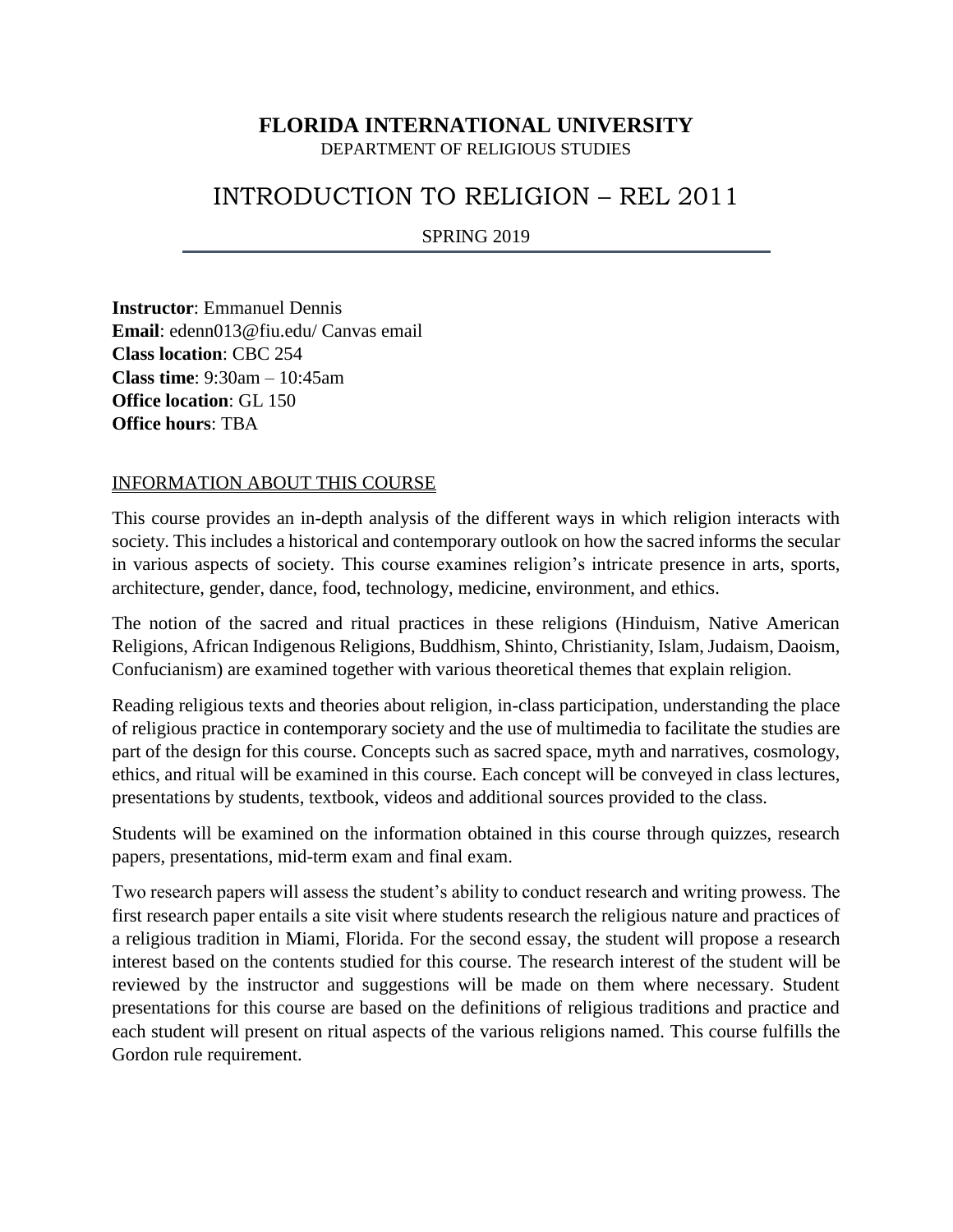# FLORIDA INTERNATIONAL UNIVERSITY

DEPARTMENT OF RELIGIOUS STUDIES

# INTRODUCTION TO RELIGION – REL 2011

SPRING 2019

---

**Instructor**: Emmanuel Dennis
**Email**: edenn013@fiu.edu/ Canvas email
**Class location**: CBC 254
**Class time**: 9:30am – 10:45am
**Office location**: GL 150
**Office hours**: TBA

## INFORMATION ABOUT THIS COURSE

This course provides an in-depth analysis of the different ways in which religion interacts with society. This includes a historical and contemporary outlook on how the sacred informs the secular in various aspects of society. This course examines religion's intricate presence in arts, sports, architecture, gender, dance, food, technology, medicine, environment, and ethics.

The notion of the sacred and ritual practices in these religions (Hinduism, Native American Religions, African Indigenous Religions, Buddhism, Shinto, Christianity, Islam, Judaism, Daoism, Confucianism) are examined together with various theoretical themes that explain religion.

Reading religious texts and theories about religion, in-class participation, understanding the place of religious practice in contemporary society and the use of multimedia to facilitate the studies are part of the design for this course. Concepts such as sacred space, myth and narratives, cosmology, ethics, and ritual will be examined in this course. Each concept will be conveyed in class lectures, presentations by students, textbook, videos and additional sources provided to the class.

Students will be examined on the information obtained in this course through quizzes, research papers, presentations, mid-term exam and final exam.

Two research papers will assess the student's ability to conduct research and writing prowess. The first research paper entails a site visit where students research the religious nature and practices of a religious tradition in Miami, Florida. For the second essay, the student will propose a research interest based on the contents studied for this course. The research interest of the student will be reviewed by the instructor and suggestions will be made on them where necessary. Student presentations for this course are based on the definitions of religious traditions and practice and each student will present on ritual aspects of the various religions named. This course fulfills the Gordon rule requirement.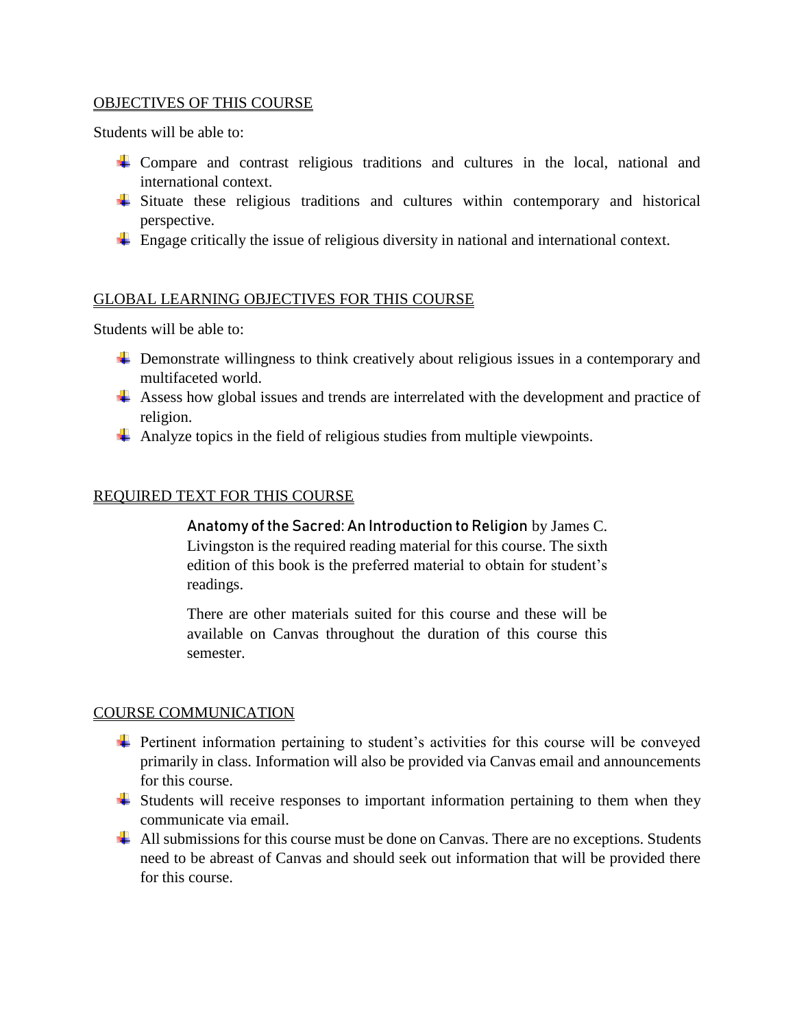## OBJECTIVES OF THIS COURSE

Students will be able to:

- Compare and contrast religious traditions and cultures in the local, national and international context.
- Situate these religious traditions and cultures within contemporary and historical perspective.
- Engage critically the issue of religious diversity in national and international context.

## GLOBAL LEARNING OBJECTIVES FOR THIS COURSE

Students will be able to:

- Demonstrate willingness to think creatively about religious issues in a contemporary and multifaceted world.
- Assess how global issues and trends are interrelated with the development and practice of religion.
- Analyze topics in the field of religious studies from multiple viewpoints.

## REQUIRED TEXT FOR THIS COURSE

**Anatomy of the Sacred: An Introduction to Religion** by James C. Livingston is the required reading material for this course. The sixth edition of this book is the preferred material to obtain for student's readings.

There are other materials suited for this course and these will be available on Canvas throughout the duration of this course this semester.

## COURSE COMMUNICATION

- Pertinent information pertaining to student's activities for this course will be conveyed primarily in class. Information will also be provided via Canvas email and announcements for this course.
- Students will receive responses to important information pertaining to them when they communicate via email.
- All submissions for this course must be done on Canvas. There are no exceptions. Students need to be abreast of Canvas and should seek out information that will be provided there for this course.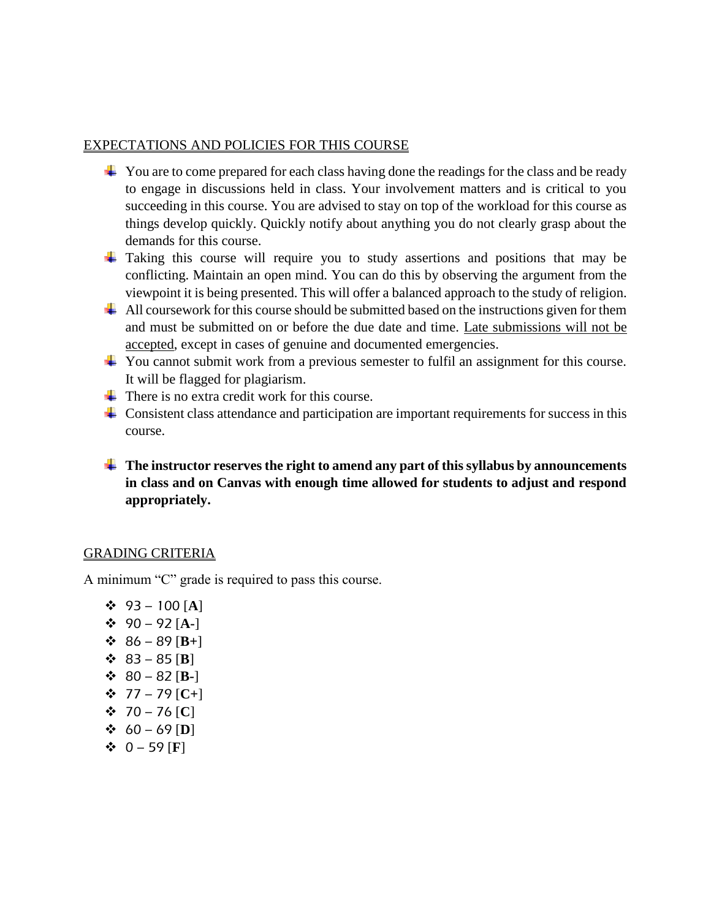## EXPECTATIONS AND POLICIES FOR THIS COURSE

- You are to come prepared for each class having done the readings for the class and be ready to engage in discussions held in class. Your involvement matters and is critical to you succeeding in this course. You are advised to stay on top of the workload for this course as things develop quickly. Quickly notify about anything you do not clearly grasp about the demands for this course.
- Taking this course will require you to study assertions and positions that may be conflicting. Maintain an open mind. You can do this by observing the argument from the viewpoint it is being presented. This will offer a balanced approach to the study of religion.
- All coursework for this course should be submitted based on the instructions given for them and must be submitted on or before the due date and time. Late submissions will not be accepted, except in cases of genuine and documented emergencies.
- You cannot submit work from a previous semester to fulfil an assignment for this course. It will be flagged for plagiarism.
- There is no extra credit work for this course.
- Consistent class attendance and participation are important requirements for success in this course.
- **The instructor reserves the right to amend any part of this syllabus by announcements in class and on Canvas with enough time allowed for students to adjust and respond appropriately.**

## GRADING CRITERIA

A minimum "C" grade is required to pass this course.

- 93 – 100 [**A**]
- 90 – 92 [**A-**]
- 86 – 89 [**B+**]
- 83 – 85 [**B**]
- 80 – 82 [**B-**]
- 77 – 79 [**C+**]
- 70 – 76 [**C**]
- 60 – 69 [**D**]
- 0 – 59 [**F**]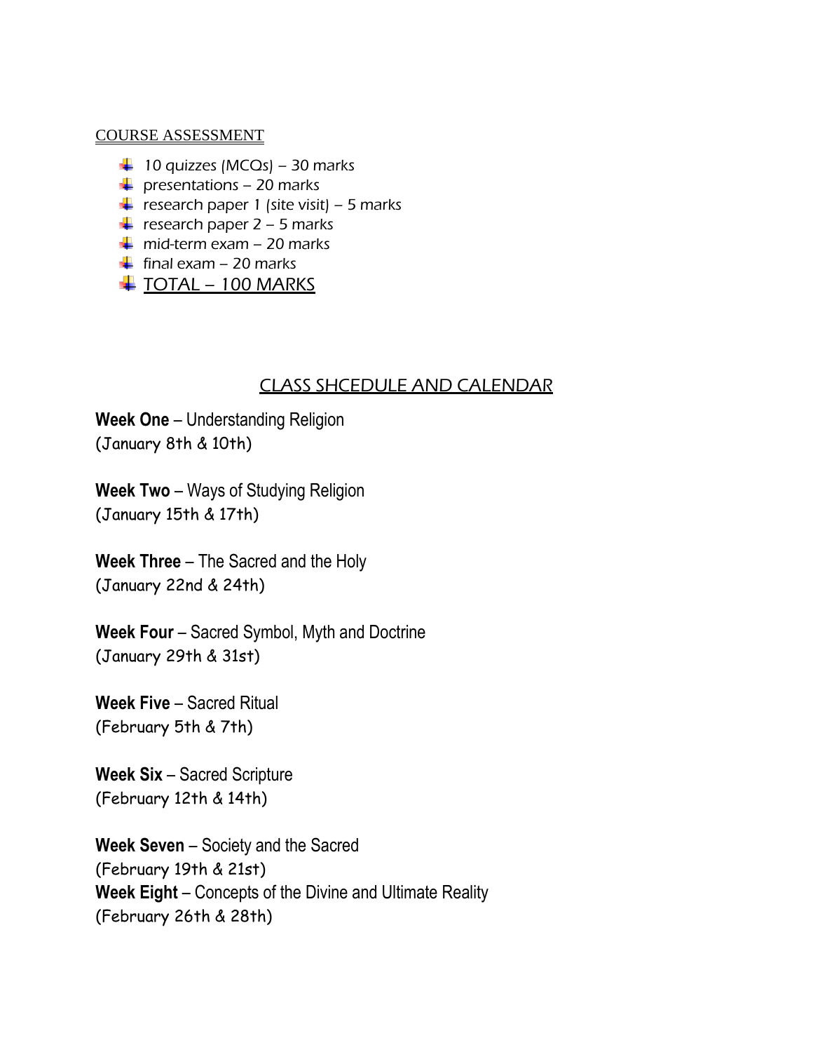## COURSE ASSESSMENT

- *10 quizzes (MCQs) – 30 marks*
- presentations – 20 marks
- research paper 1 (site visit) – 5 marks
- research paper 2 – 5 marks
- mid-term exam – 20 marks
- final exam – 20 marks
- TOTAL – 100 MARKS

## CLASS SHCEDULE AND CALENDAR

**Week One** – Understanding Religion
(January 8th & 10th)

**Week Two** – Ways of Studying Religion
(January 15th & 17th)

**Week Three** – The Sacred and the Holy
(January 22nd & 24th)

**Week Four** – Sacred Symbol, Myth and Doctrine
(January 29th & 31st)

**Week Five** – Sacred Ritual
(February 5th & 7th)

**Week Six** – Sacred Scripture
(February 12th & 14th)

**Week Seven** – Society and the Sacred
(February 19th & 21st)

**Week Eight** – Concepts of the Divine and Ultimate Reality
(February 26th & 28th)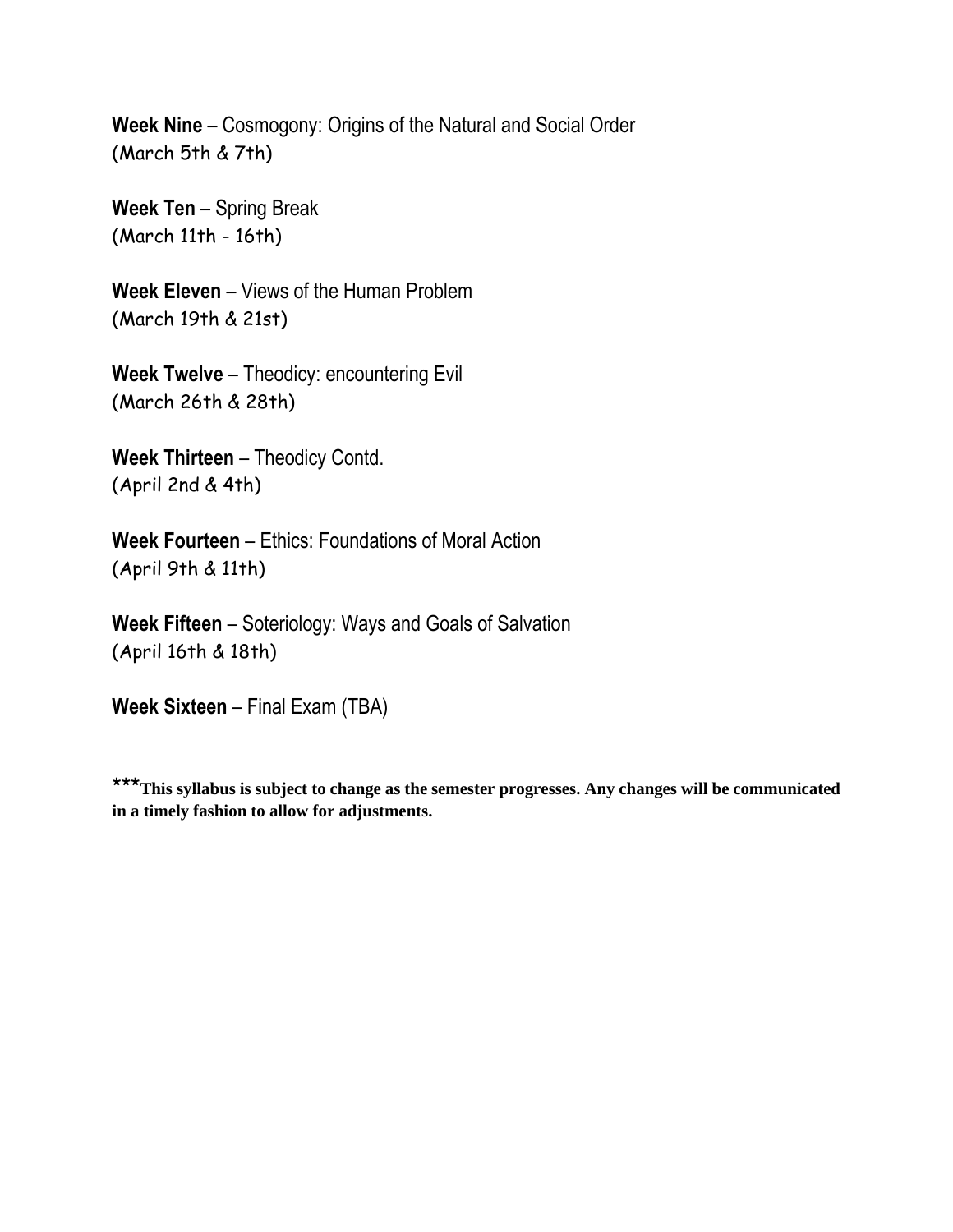**Week Nine** – Cosmogony: Origins of the Natural and Social Order
(March 5th & 7th)

**Week Ten** – Spring Break
(March 11th - 16th)

**Week Eleven** – Views of the Human Problem
(March 19th & 21st)

**Week Twelve** – Theodicy: encountering Evil
(March 26th & 28th)

**Week Thirteen** – Theodicy Contd.
(April 2nd & 4th)

**Week Fourteen** – Ethics: Foundations of Moral Action
(April 9th & 11th)

**Week Fifteen** – Soteriology: Ways and Goals of Salvation
(April 16th & 18th)

**Week Sixteen** – Final Exam (TBA)

**\*\*\*This syllabus is subject to change as the semester progresses. Any changes will be communicated in a timely fashion to allow for adjustments.**